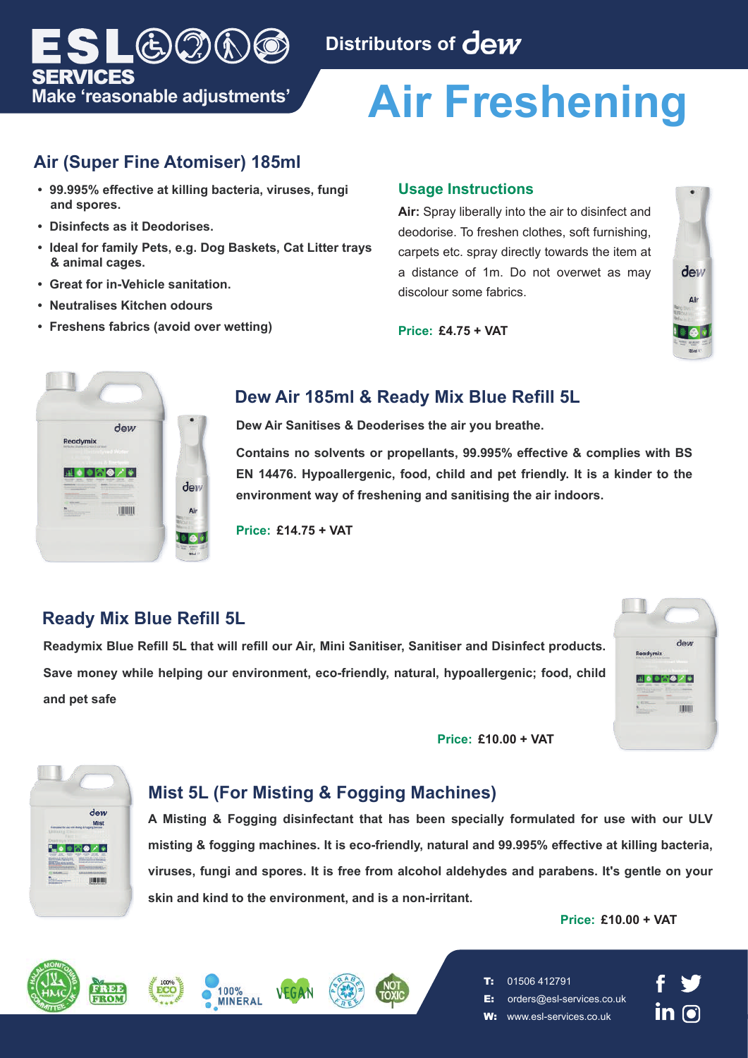ESL SERVICES
Make 'reasonable adjustments'

Distributors of dew

# Air Freshening

## Air (Super Fine Atomiser) 185ml

- 99.995% effective at killing bacteria, viruses, fungi and spores.
- Disinfects as it Deodorises.
- Ideal for family Pets, e.g. Dog Baskets, Cat Litter trays & animal cages.
- Great for in-Vehicle sanitation.
- Neutralises Kitchen odours
- Freshens fabrics (avoid over wetting)

### Usage Instructions

**Air:** Spray liberally into the air to disinfect and deodorise. To freshen clothes, soft furnishing, carpets etc. spray directly towards the item at a distance of 1m. Do not overwet as may discolour some fabrics.

**Price: £4.75 + VAT**

## Dew Air 185ml & Ready Mix Blue Refill 5L

**Dew Air Sanitises & Deoderises the air you breathe.**

**Contains no solvents or propellants, 99.995% effective & complies with BS EN 14476. Hypoallergenic, food, child and pet friendly. It is a kinder to the environment way of freshening and sanitising the air indoors.**

**Price: £14.75 + VAT**

## Ready Mix Blue Refill 5L

**Readymix Blue Refill 5L that will refill our Air, Mini Sanitiser, Sanitiser and Disinfect products. Save money while helping our environment, eco-friendly, natural, hypoallergenic; food, child and pet safe**

**Price: £10.00 + VAT**

## Mist 5L (For Misting & Fogging Machines)

**A Misting & Fogging disinfectant that has been specially formulated for use with our ULV misting & fogging machines. It is eco-friendly, natural and 99.995% effective at killing bacteria, viruses, fungi and spores. It is free from alcohol aldehydes and parabens. It's gentle on your skin and kind to the environment, and is a non-irritant.**

**Price: £10.00 + VAT**

**T:** 01506 412791
**E:** orders@esl-services.co.uk
**W:** www.esl-services.co.uk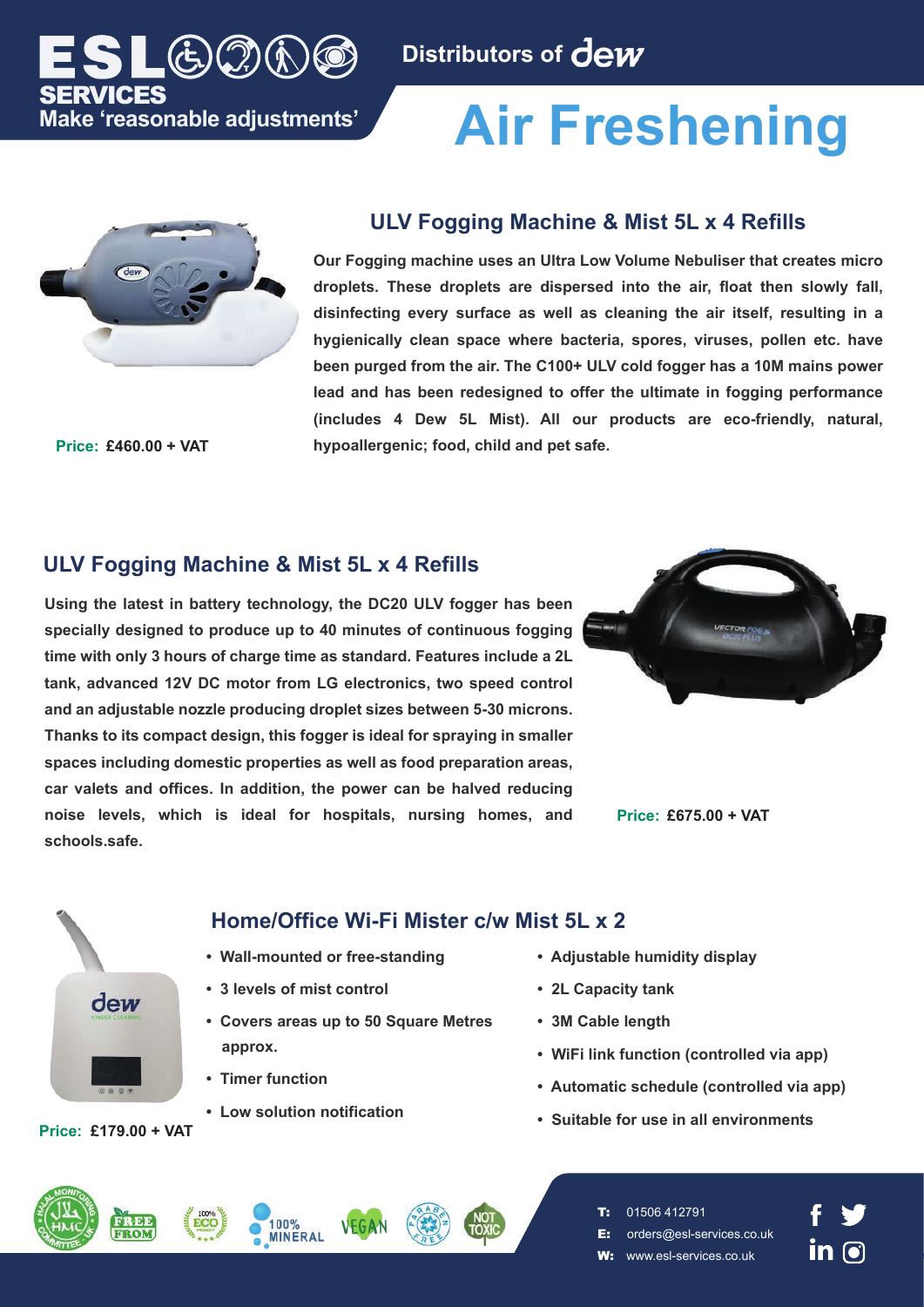ESL SERVICES
Make 'reasonable adjustments'

Distributors of dew

# Air Freshening

## ULV Fogging Machine & Mist 5L x 4 Refills

**Our Fogging machine uses an Ultra Low Volume Nebuliser that creates micro droplets. These droplets are dispersed into the air, float then slowly fall, disinfecting every surface as well as cleaning the air itself, resulting in a hygienically clean space where bacteria, spores, viruses, pollen etc. have been purged from the air. The C100+ ULV cold fogger has a 10M mains power lead and has been redesigned to offer the ultimate in fogging performance (includes 4 Dew 5L Mist). All our products are eco-friendly, natural, hypoallergenic; food, child and pet safe.**

**Price: £460.00 + VAT**

## ULV Fogging Machine & Mist 5L x 4 Refills

**Using the latest in battery technology, the DC20 ULV fogger has been specially designed to produce up to 40 minutes of continuous fogging time with only 3 hours of charge time as standard. Features include a 2L tank, advanced 12V DC motor from LG electronics, two speed control and an adjustable nozzle producing droplet sizes between 5-30 microns. Thanks to its compact design, this fogger is ideal for spraying in smaller spaces including domestic properties as well as food preparation areas, car valets and offices. In addition, the power can be halved reducing noise levels, which is ideal for hospitals, nursing homes, and schools.safe.**

**Price: £675.00 + VAT**

## Home/Office Wi-Fi Mister c/w Mist 5L x 2

- Wall-mounted or free-standing
- 3 levels of mist control
- Covers areas up to 50 Square Metres approx.
- Timer function
- Low solution notification
- Adjustable humidity display
- 2L Capacity tank
- 3M Cable length
- WiFi link function (controlled via app)
- Automatic schedule (controlled via app)
- Suitable for use in all environments

**Price: £179.00 + VAT**

FREE FROM | 100% ECO | 100% MINERAL | VEGAN | PARABEN FREE | NOT TOXIC

T: 01506 412791
E: orders@esl-services.co.uk
W: www.esl-services.co.uk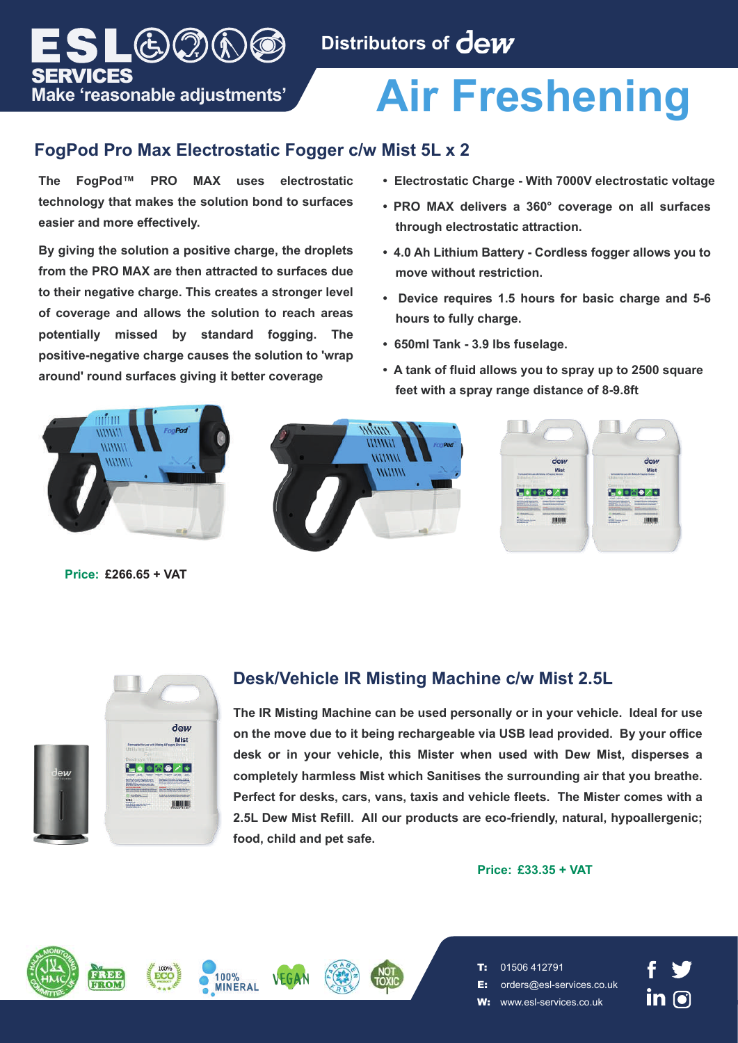ESL SERVICES

Make 'reasonable adjustments'

Distributors of dew

# Air Freshening

## FogPod Pro Max Electrostatic Fogger c/w Mist 5L x 2

**The FogPod™ PRO MAX uses electrostatic technology that makes the solution bond to surfaces easier and more effectively.**

**By giving the solution a positive charge, the droplets from the PRO MAX are then attracted to surfaces due to their negative charge. This creates a stronger level of coverage and allows the solution to reach areas potentially missed by standard fogging. The positive-negative charge causes the solution to 'wrap around' round surfaces giving it better coverage**

- **Electrostatic Charge - With 7000V electrostatic voltage**
- **PRO MAX delivers a 360° coverage on all surfaces through electrostatic attraction.**
- **4.0 Ah Lithium Battery - Cordless fogger allows you to move without restriction.**
- **Device requires 1.5 hours for basic charge and 5-6 hours to fully charge.**
- **650ml Tank - 3.9 lbs fuselage.**
- **A tank of fluid allows you to spray up to 2500 square feet with a spray range distance of 8-9.8ft**

**Price: £266.65 + VAT**

## Desk/Vehicle IR Misting Machine c/w Mist 2.5L

**The IR Misting Machine can be used personally or in your vehicle. Ideal for use on the move due to it being rechargeable via USB lead provided. By your office desk or in your vehicle, this Mister when used with Dew Mist, disperses a completely harmless Mist which Sanitises the surrounding air that you breathe. Perfect for desks, cars, vans, taxis and vehicle fleets. The Mister comes with a 2.5L Dew Mist Refill. All our products are eco-friendly, natural, hypoallergenic; food, child and pet safe.**

**Price: £33.35 + VAT**

**T:** 01506 412791
**E:** orders@esl-services.co.uk
**W:** www.esl-services.co.uk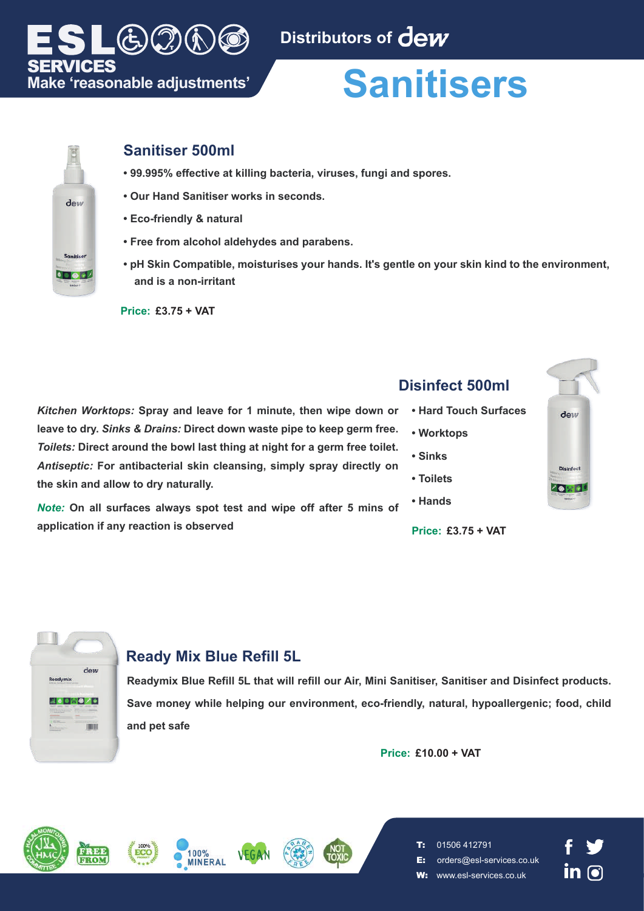ESL SERVICES
Make 'reasonable adjustments'

Distributors of dew

# Sanitisers

## Sanitiser 500ml

- 99.995% effective at killing bacteria, viruses, fungi and spores.
- Our Hand Sanitiser works in seconds.
- Eco-friendly & natural
- Free from alcohol aldehydes and parabens.
- pH Skin Compatible, moisturises your hands. It's gentle on your skin kind to the environment, and is a non-irritant

**Price:** £3.75 + VAT

## Disinfect 500ml

*Kitchen Worktops:* Spray and leave for 1 minute, then wipe down or leave to dry. *Sinks & Drains:* Direct down waste pipe to keep germ free. *Toilets:* Direct around the bowl last thing at night for a germ free toilet. *Antiseptic:* For antibacterial skin cleansing, simply spray directly on the skin and allow to dry naturally.

*Note:* On all surfaces always spot test and wipe off after 5 mins of application if any reaction is observed

- Hard Touch Surfaces
- Worktops
- Sinks
- Toilets
- Hands

**Price:** £3.75 + VAT

## Ready Mix Blue Refill 5L

Readymix Blue Refill 5L that will refill our Air, Mini Sanitiser, Sanitiser and Disinfect products. Save money while helping our environment, eco-friendly, natural, hypoallergenic; food, child and pet safe

**Price:** £10.00 + VAT

**T:** 01506 412791
**E:** orders@esl-services.co.uk
**W:** www.esl-services.co.uk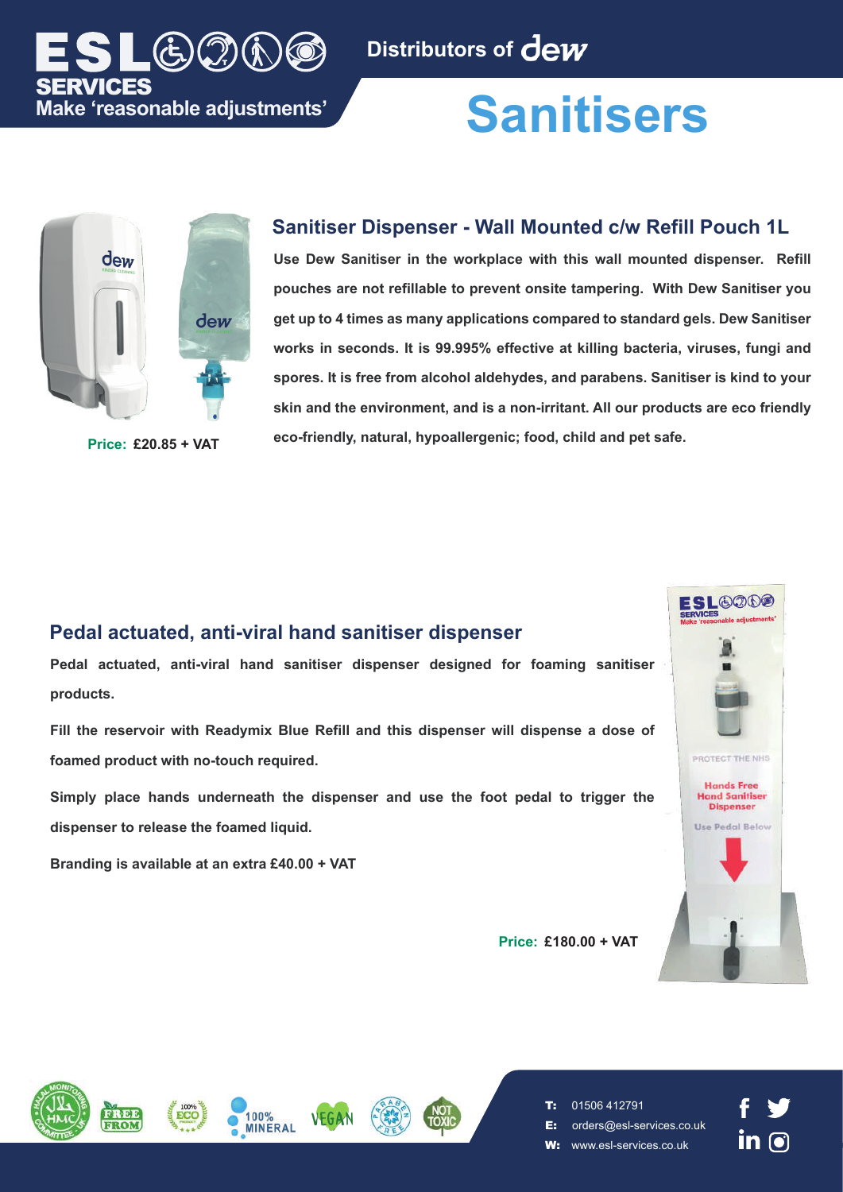ESL SERVICES
Make 'reasonable adjustments'

Distributors of dew

# Sanitisers

## Sanitiser Dispenser - Wall Mounted c/w Refill Pouch 1L

**Use Dew Sanitiser in the workplace with this wall mounted dispenser. Refill pouches are not refillable to prevent onsite tampering. With Dew Sanitiser you get up to 4 times as many applications compared to standard gels. Dew Sanitiser works in seconds. It is 99.995% effective at killing bacteria, viruses, fungi and spores. It is free from alcohol aldehydes, and parabens. Sanitiser is kind to your skin and the environment, and is a non-irritant. All our products are eco friendly eco-friendly, natural, hypoallergenic; food, child and pet safe.**

**Price: £20.85 + VAT**

## Pedal actuated, anti-viral hand sanitiser dispenser

**Pedal actuated, anti-viral hand sanitiser dispenser designed for foaming sanitiser products.**

**Fill the reservoir with Readymix Blue Refill and this dispenser will dispense a dose of foamed product with no-touch required.**

**Simply place hands underneath the dispenser and use the foot pedal to trigger the dispenser to release the foamed liquid.**

**Branding is available at an extra £40.00 + VAT**

**Price: £180.00 + VAT**

**T:** 01506 412791
**E:** orders@esl-services.co.uk
**W:** www.esl-services.co.uk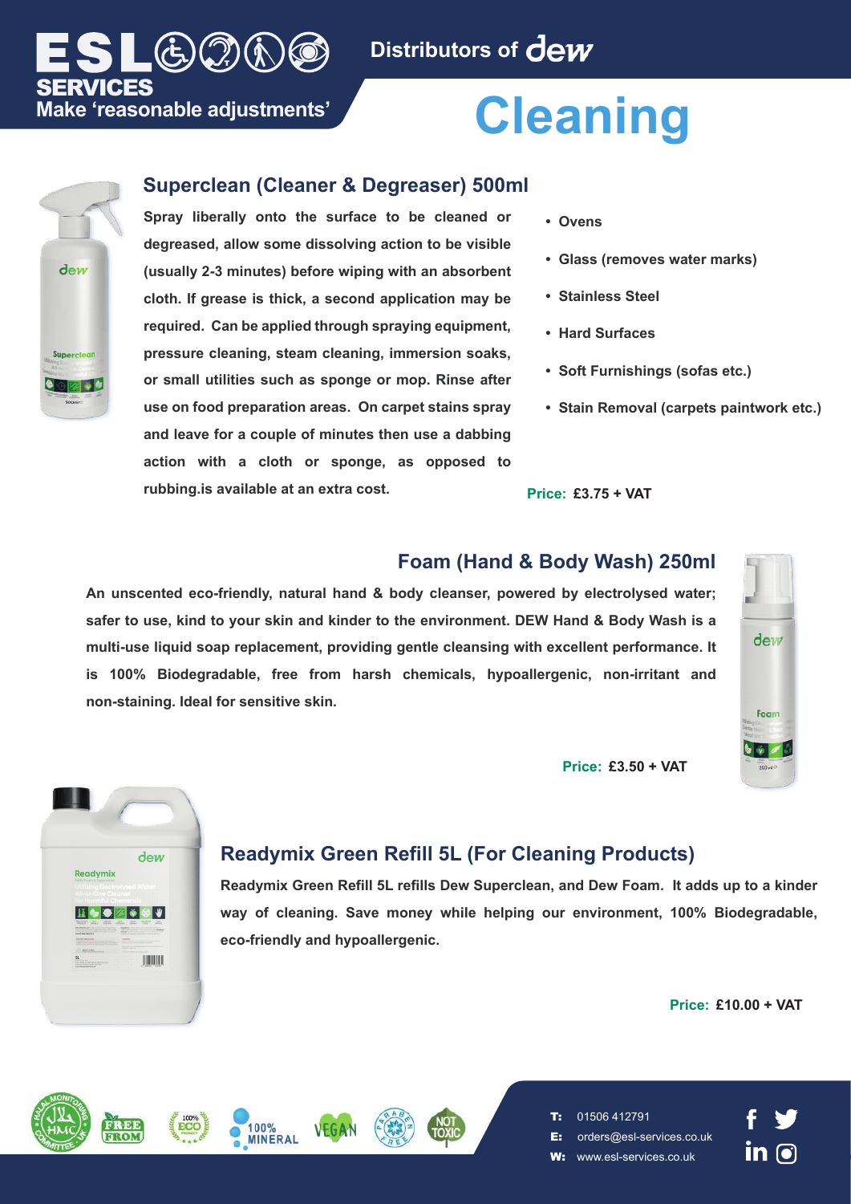ESL SERVICES
Make 'reasonable adjustments'

Distributors of dew

# Cleaning

## Superclean (Cleaner & Degreaser) 500ml

Spray liberally onto the surface to be cleaned or degreased, allow some dissolving action to be visible (usually 2-3 minutes) before wiping with an absorbent cloth. If grease is thick, a second application may be required. Can be applied through spraying equipment, pressure cleaning, steam cleaning, immersion soaks, or small utilities such as sponge or mop. Rinse after use on food preparation areas. On carpet stains spray and leave for a couple of minutes then use a dabbing action with a cloth or sponge, as opposed to rubbing.is available at an extra cost.

- Ovens
- Glass (removes water marks)
- Stainless Steel
- Hard Surfaces
- Soft Furnishings (sofas etc.)
- Stain Removal (carpets paintwork etc.)

**Price: £3.75 + VAT**

## Foam (Hand & Body Wash) 250ml

An unscented eco-friendly, natural hand & body cleanser, powered by electrolysed water; safer to use, kind to your skin and kinder to the environment. DEW Hand & Body Wash is a multi-use liquid soap replacement, providing gentle cleansing with excellent performance. It is 100% Biodegradable, free from harsh chemicals, hypoallergenic, non-irritant and non-staining. Ideal for sensitive skin.

**Price: £3.50 + VAT**

## Readymix Green Refill 5L (For Cleaning Products)

Readymix Green Refill 5L refills Dew Superclean, and Dew Foam. It adds up to a kinder way of cleaning. Save money while helping our environment, 100% Biodegradable, eco-friendly and hypoallergenic.

**Price: £10.00 + VAT**

**T:** 01506 412791
**E:** orders@esl-services.co.uk
**W:** www.esl-services.co.uk